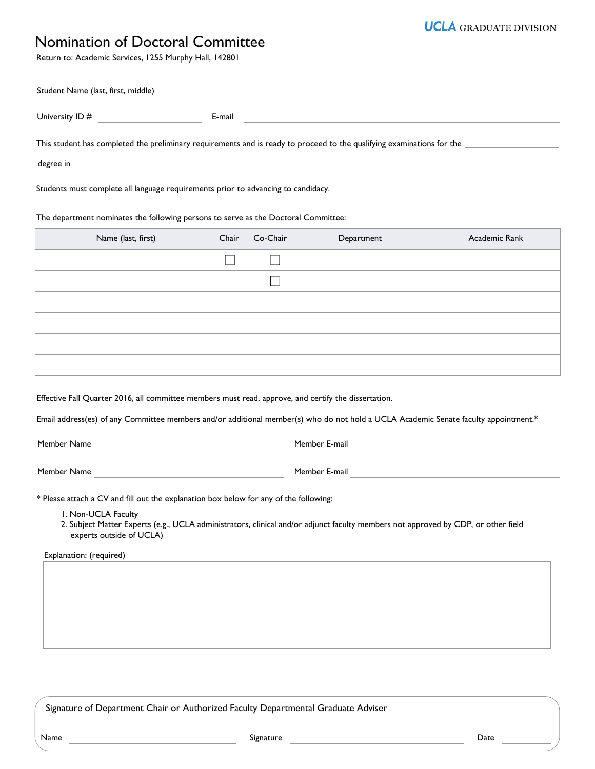UCLA GRADUATE DIVISION

# Nomination of Doctoral Committee

Return to: Academic Services, 1255 Murphy Hall, 142801

Student Name (last, first, middle) ______________________________

University ID # ______________ E-mail ______________________________

This student has completed the preliminary requirements and is ready to proceed to the qualifying examinations for the ______________

degree in ______________________________

Students must complete all language requirements prior to advancing to candidacy.

The department nominates the following persons to serve as the Doctoral Committee:

| Name (last, first) | Chair | Co-Chair | Department | Academic Rank |
|---|---|---|---|---|
| | ☐ | ☐ | | |
| | | ☐ | | |
| | | | | |
| | | | | |
| | | | | |
| | | | | |

Effective Fall Quarter 2016, all committee members must read, approve, and certify the dissertation.

Email address(es) of any Committee members and/or additional member(s) who do not hold a UCLA Academic Senate faculty appointment.*

Member Name ______________________ Member E-mail ______________________

Member Name ______________________ Member E-mail ______________________

* Please attach a CV and fill out the explanation box below for any of the following:

1. Non-UCLA Faculty
2. Subject Matter Experts (e.g., UCLA administrators, clinical and/or adjunct faculty members not approved by CDP, or other field experts outside of UCLA)

Explanation: (required)

Signature of Department Chair or Authorized Faculty Departmental Graduate Adviser

Name ______________________ Signature ______________________ Date ____________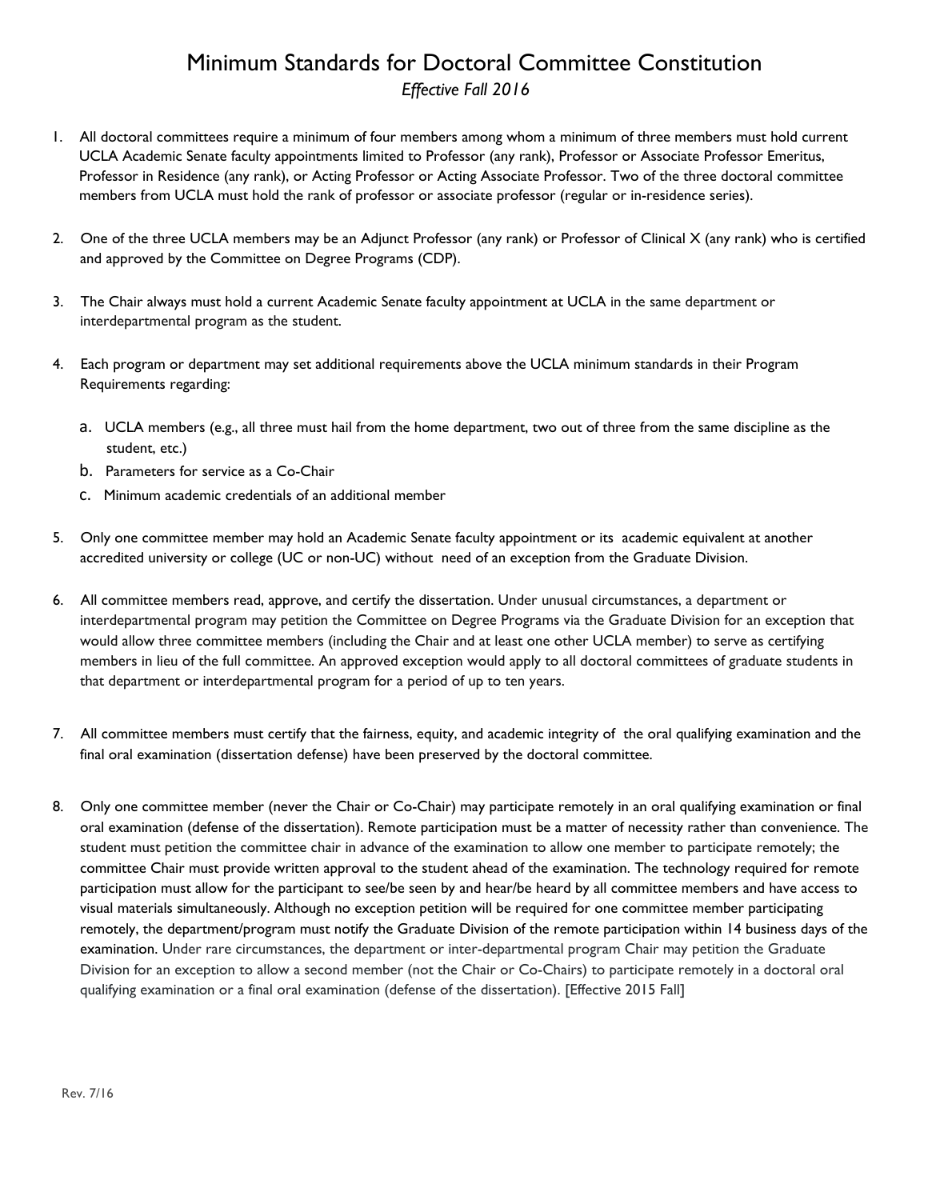# Minimum Standards for Doctoral Committee Constitution

*Effective Fall 2016*

1. All doctoral committees require a minimum of four members among whom a minimum of three members must hold current UCLA Academic Senate faculty appointments limited to Professor (any rank), Professor or Associate Professor Emeritus, Professor in Residence (any rank), or Acting Professor or Acting Associate Professor. Two of the three doctoral committee members from UCLA must hold the rank of professor or associate professor (regular or in-residence series).

2. One of the three UCLA members may be an Adjunct Professor (any rank) or Professor of Clinical X (any rank) who is certified and approved by the Committee on Degree Programs (CDP).

3. The Chair always must hold a current Academic Senate faculty appointment at UCLA in the same department or interdepartmental program as the student.

4. Each program or department may set additional requirements above the UCLA minimum standards in their Program Requirements regarding:

   a. UCLA members (e.g., all three must hail from the home department, two out of three from the same discipline as the student, etc.)
   
   b. Parameters for service as a Co-Chair
   
   c. Minimum academic credentials of an additional member

5. Only one committee member may hold an Academic Senate faculty appointment or its academic equivalent at another accredited university or college (UC or non-UC) without need of an exception from the Graduate Division.

6. All committee members read, approve, and certify the dissertation. Under unusual circumstances, a department or interdepartmental program may petition the Committee on Degree Programs via the Graduate Division for an exception that would allow three committee members (including the Chair and at least one other UCLA member) to serve as certifying members in lieu of the full committee. An approved exception would apply to all doctoral committees of graduate students in that department or interdepartmental program for a period of up to ten years.

7. All committee members must certify that the fairness, equity, and academic integrity of the oral qualifying examination and the final oral examination (dissertation defense) have been preserved by the doctoral committee.

8. Only one committee member (never the Chair or Co-Chair) may participate remotely in an oral qualifying examination or final oral examination (defense of the dissertation). Remote participation must be a matter of necessity rather than convenience. The student must petition the committee chair in advance of the examination to allow one member to participate remotely; the committee Chair must provide written approval to the student ahead of the examination. The technology required for remote participation must allow for the participant to see/be seen by and hear/be heard by all committee members and have access to visual materials simultaneously. Although no exception petition will be required for one committee member participating remotely, the department/program must notify the Graduate Division of the remote participation within 14 business days of the examination. Under rare circumstances, the department or inter-departmental program Chair may petition the Graduate Division for an exception to allow a second member (not the Chair or Co-Chairs) to participate remotely in a doctoral oral qualifying examination or a final oral examination (defense of the dissertation). [Effective 2015 Fall]

Rev. 7/16